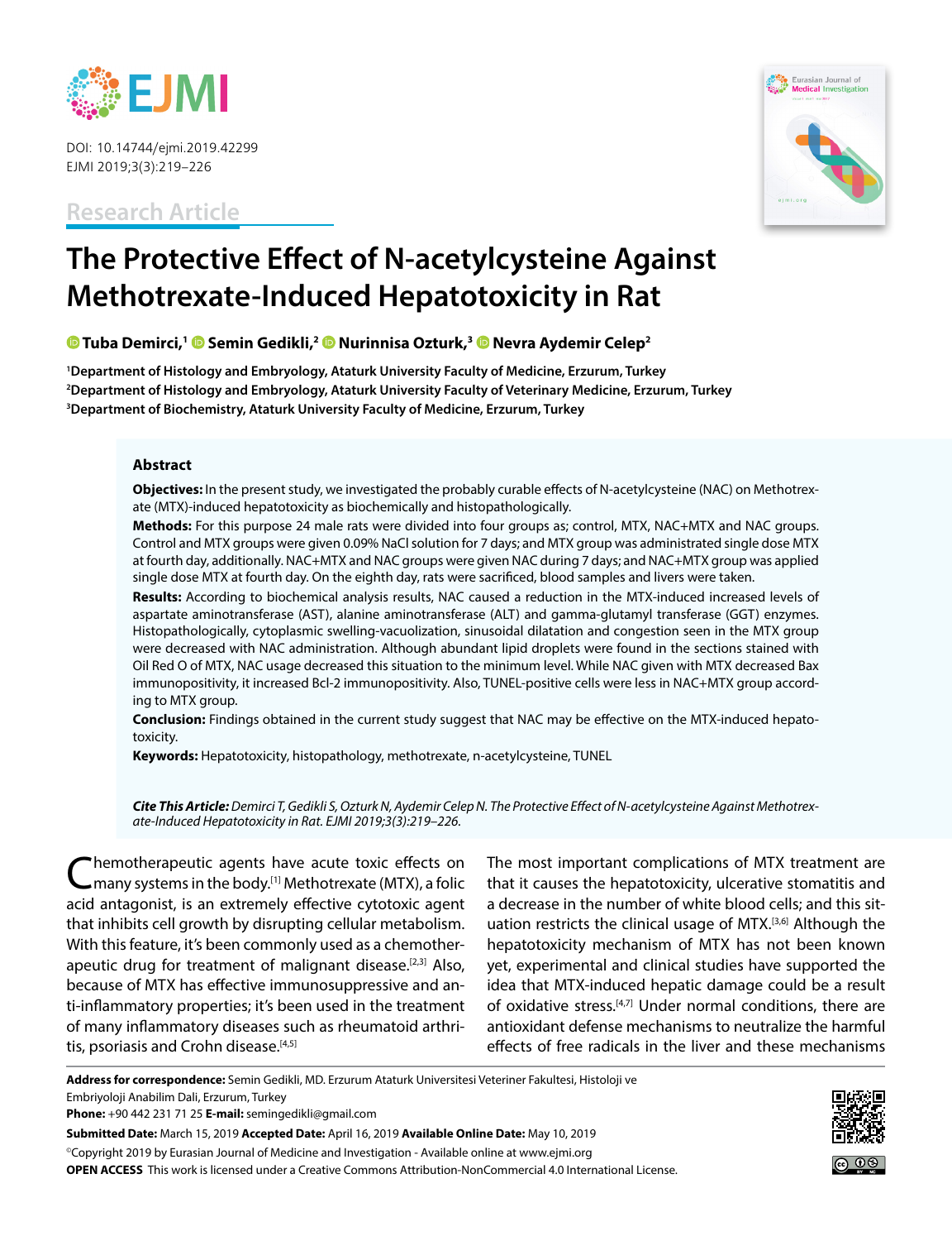DOI: 10.14744/ejmi.2019.42299
EJMI 2019;3(3):219–226

Research Article

# The Protective Effect of N-acetylcysteine Against Methotrexate-Induced Hepatotoxicity in Rat

Tuba Demirci,[1] Semin Gedikli,[2] Nurinnisa Ozturk,[3] Nevra Aydemir Celep[2]

[1]Department of Histology and Embryology, Ataturk University Faculty of Medicine, Erzurum, Turkey
[2]Department of Histology and Embryology, Ataturk University Faculty of Veterinary Medicine, Erzurum, Turkey
[3]Department of Biochemistry, Ataturk University Faculty of Medicine, Erzurum, Turkey

## Abstract

**Objectives:** In the present study, we investigated the probably curable effects of N-acetylcysteine (NAC) on Methotrexate (MTX)-induced hepatotoxicity as biochemically and histopathologically.

**Methods:** For this purpose 24 male rats were divided into four groups as; control, MTX, NAC+MTX and NAC groups. Control and MTX groups were given 0.09% NaCl solution for 7 days; and MTX group was administrated single dose MTX at fourth day, additionally. NAC+MTX and NAC groups were given NAC during 7 days; and NAC+MTX group was applied single dose MTX at fourth day. On the eighth day, rats were sacrificed, blood samples and livers were taken.

**Results:** According to biochemical analysis results, NAC caused a reduction in the MTX-induced increased levels of aspartate aminotransferase (AST), alanine aminotransferase (ALT) and gamma-glutamyl transferase (GGT) enzymes. Histopathologically, cytoplasmic swelling-vacuolization, sinusoidal dilatation and congestion seen in the MTX group were decreased with NAC administration. Although abundant lipid droplets were found in the sections stained with Oil Red O of MTX, NAC usage decreased this situation to the minimum level. While NAC given with MTX decreased Bax immunopositivity, it increased Bcl-2 immunopositivity. Also, TUNEL-positive cells were less in NAC+MTX group according to MTX group.

**Conclusion:** Findings obtained in the current study suggest that NAC may be effective on the MTX-induced hepatotoxicity.

**Keywords:** Hepatotoxicity, histopathology, methotrexate, n-acetylcysteine, TUNEL

*Cite This Article: Demirci T, Gedikli S, Ozturk N, Aydemir Celep N. The Protective Effect of N-acetylcysteine Against Methotrexate-Induced Hepatotoxicity in Rat. EJMI 2019;3(3):219–226.*

Chemotherapeutic agents have acute toxic effects on many systems in the body.[1] Methotrexate (MTX), a folic acid antagonist, is an extremely effective cytotoxic agent that inhibits cell growth by disrupting cellular metabolism. With this feature, it's been commonly used as a chemotherapeutic drug for treatment of malignant disease.[2,3] Also, because of MTX has effective immunosuppressive and anti-inflammatory properties; it's been used in the treatment of many inflammatory diseases such as rheumatoid arthritis, psoriasis and Crohn disease.[4,5]

The most important complications of MTX treatment are that it causes the hepatotoxicity, ulcerative stomatitis and a decrease in the number of white blood cells; and this situation restricts the clinical usage of MTX.[3,6] Although the hepatotoxicity mechanism of MTX has not been known yet, experimental and clinical studies have supported the idea that MTX-induced hepatic damage could be a result of oxidative stress.[4,7] Under normal conditions, there are antioxidant defense mechanisms to neutralize the harmful effects of free radicals in the liver and these mechanisms

**Address for correspondence:** Semin Gedikli, MD. Erzurum Ataturk Universitesi Veteriner Fakultesi, Histoloji ve Embriyoloji Anabilim Dali, Erzurum, Turkey
**Phone:** +90 442 231 71 25 **E-mail:** semingedikli@gmail.com

**Submitted Date:** March 15, 2019 **Accepted Date:** April 16, 2019 **Available Online Date:** May 10, 2019

©Copyright 2019 by Eurasian Journal of Medicine and Investigation - Available online at www.ejmi.org
**OPEN ACCESS** This work is licensed under a Creative Commons Attribution-NonCommercial 4.0 International License.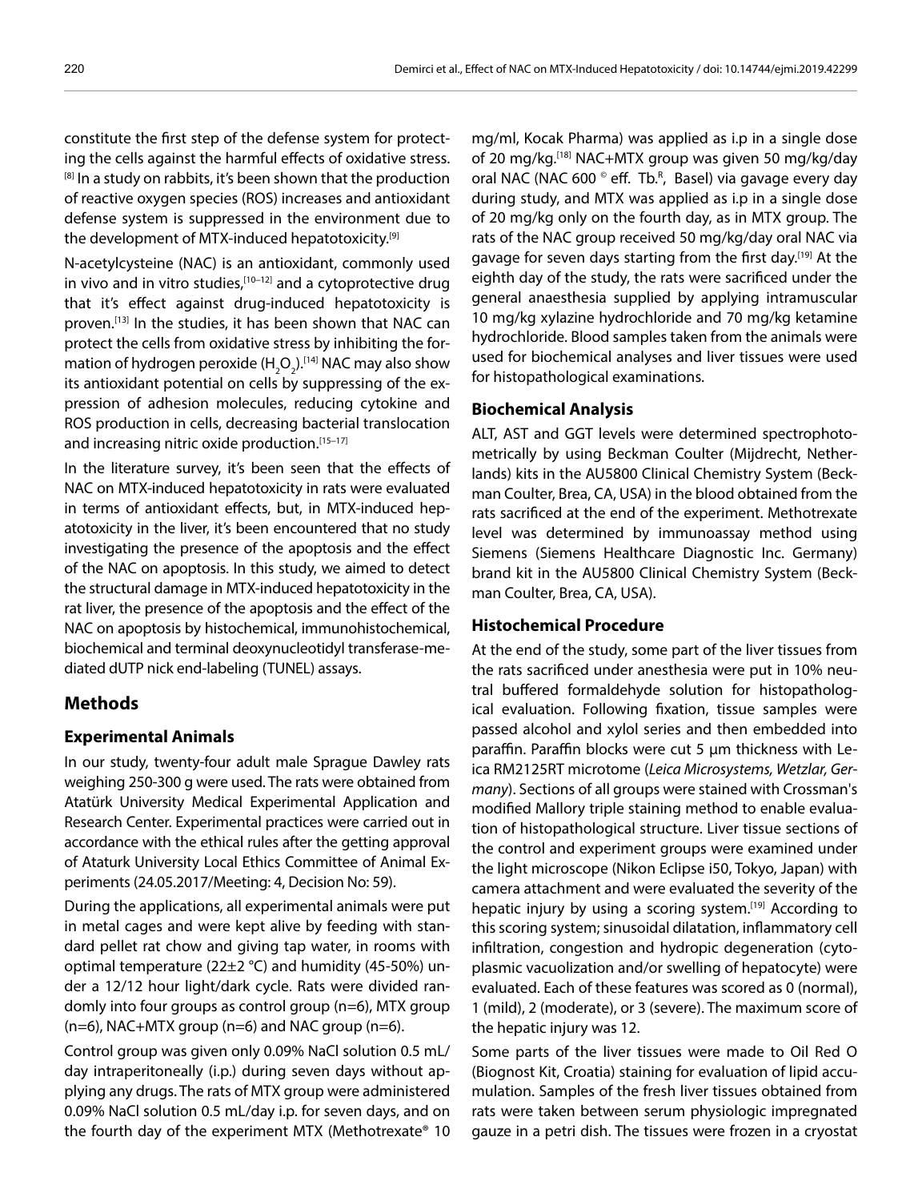constitute the first step of the defense system for protecting the cells against the harmful effects of oxidative stress.[8] In a study on rabbits, it's been shown that the production of reactive oxygen species (ROS) increases and antioxidant defense system is suppressed in the environment due to the development of MTX-induced hepatotoxicity.[9]

N-acetylcysteine (NAC) is an antioxidant, commonly used in vivo and in vitro studies,[10–12] and a cytoprotective drug that it's effect against drug-induced hepatotoxicity is proven.[13] In the studies, it has been shown that NAC can protect the cells from oxidative stress by inhibiting the formation of hydrogen peroxide ($H_2O_2$).[14] NAC may also show its antioxidant potential on cells by suppressing of the expression of adhesion molecules, reducing cytokine and ROS production in cells, decreasing bacterial translocation and increasing nitric oxide production.[15–17]

In the literature survey, it's been seen that the effects of NAC on MTX-induced hepatotoxicity in rats were evaluated in terms of antioxidant effects, but, in MTX-induced hepatotoxicity in the liver, it's been encountered that no study investigating the presence of the apoptosis and the effect of the NAC on apoptosis. In this study, we aimed to detect the structural damage in MTX-induced hepatotoxicity in the rat liver, the presence of the apoptosis and the effect of the NAC on apoptosis by histochemical, immunohistochemical, biochemical and terminal deoxynucleotidyl transferase-mediated dUTP nick end-labeling (TUNEL) assays.

## Methods

### Experimental Animals

In our study, twenty-four adult male Sprague Dawley rats weighing 250-300 g were used. The rats were obtained from Atatürk University Medical Experimental Application and Research Center. Experimental practices were carried out in accordance with the ethical rules after the getting approval of Ataturk University Local Ethics Committee of Animal Experiments (24.05.2017/Meeting: 4, Decision No: 59).

During the applications, all experimental animals were put in metal cages and were kept alive by feeding with standard pellet rat chow and giving tap water, in rooms with optimal temperature (22±2 °C) and humidity (45-50%) under a 12/12 hour light/dark cycle. Rats were divided randomly into four groups as control group (n=6), MTX group (n=6), NAC+MTX group (n=6) and NAC group (n=6).

Control group was given only 0.09% NaCl solution 0.5 mL/day intraperitoneally (i.p.) during seven days without applying any drugs. The rats of MTX group were administered 0.09% NaCl solution 0.5 mL/day i.p. for seven days, and on the fourth day of the experiment MTX (Methotrexate® 10 mg/ml, Kocak Pharma) was applied as i.p in a single dose of 20 mg/kg.[18] NAC+MTX group was given 50 mg/kg/day oral NAC (NAC 600 © eff. Tb.R, Basel) via gavage every day during study, and MTX was applied as i.p in a single dose of 20 mg/kg only on the fourth day, as in MTX group. The rats of the NAC group received 50 mg/kg/day oral NAC via gavage for seven days starting from the first day.[19] At the eighth day of the study, the rats were sacrificed under the general anaesthesia supplied by applying intramuscular 10 mg/kg xylazine hydrochloride and 70 mg/kg ketamine hydrochloride. Blood samples taken from the animals were used for biochemical analyses and liver tissues were used for histopathological examinations.

### Biochemical Analysis

ALT, AST and GGT levels were determined spectrophotometrically by using Beckman Coulter (Mijdrecht, Netherlands) kits in the AU5800 Clinical Chemistry System (Beckman Coulter, Brea, CA, USA) in the blood obtained from the rats sacrificed at the end of the experiment. Methotrexate level was determined by immunoassay method using Siemens (Siemens Healthcare Diagnostic Inc. Germany) brand kit in the AU5800 Clinical Chemistry System (Beckman Coulter, Brea, CA, USA).

### Histochemical Procedure

At the end of the study, some part of the liver tissues from the rats sacrificed under anesthesia were put in 10% neutral buffered formaldehyde solution for histopathological evaluation. Following fixation, tissue samples were passed alcohol and xylol series and then embedded into paraffin. Paraffin blocks were cut 5 µm thickness with Leica RM2125RT microtome (*Leica Microsystems, Wetzlar, Germany*). Sections of all groups were stained with Crossman's modified Mallory triple staining method to enable evaluation of histopathological structure. Liver tissue sections of the control and experiment groups were examined under the light microscope (Nikon Eclipse i50, Tokyo, Japan) with camera attachment and were evaluated the severity of the hepatic injury by using a scoring system.[19] According to this scoring system; sinusoidal dilatation, inflammatory cell infiltration, congestion and hydropic degeneration (cytoplasmic vacuolization and/or swelling of hepatocyte) were evaluated. Each of these features was scored as 0 (normal), 1 (mild), 2 (moderate), or 3 (severe). The maximum score of the hepatic injury was 12.

Some parts of the liver tissues were made to Oil Red O (Biognost Kit, Croatia) staining for evaluation of lipid accumulation. Samples of the fresh liver tissues obtained from rats were taken between serum physiologic impregnated gauze in a petri dish. The tissues were frozen in a cryostat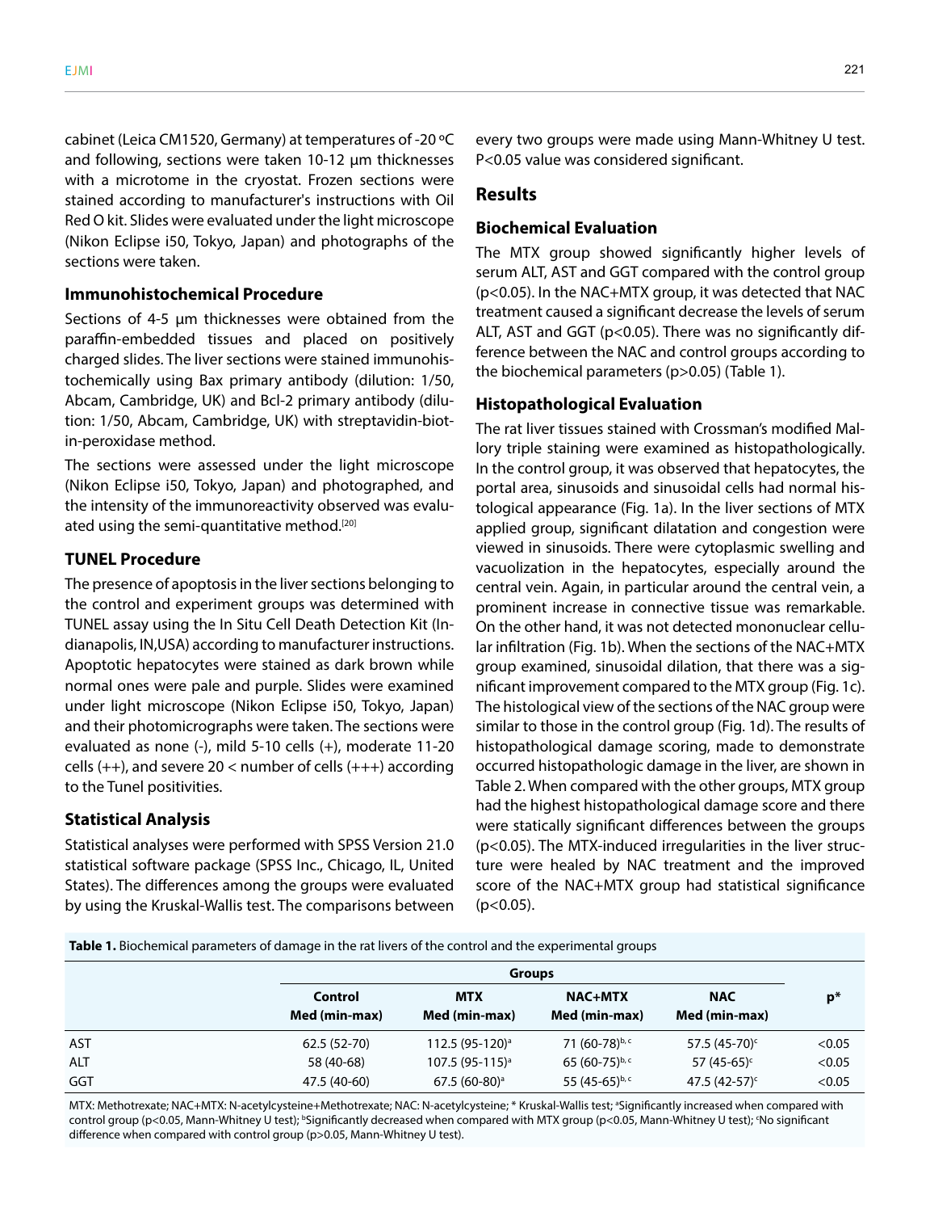cabinet (Leica CM1520, Germany) at temperatures of -20 ºC and following, sections were taken 10-12 µm thicknesses with a microtome in the cryostat. Frozen sections were stained according to manufacturer's instructions with Oil Red O kit. Slides were evaluated under the light microscope (Nikon Eclipse i50, Tokyo, Japan) and photographs of the sections were taken.

### Immunohistochemical Procedure

Sections of 4-5 µm thicknesses were obtained from the paraffin-embedded tissues and placed on positively charged slides. The liver sections were stained immunohistochemically using Bax primary antibody (dilution: 1/50, Abcam, Cambridge, UK) and Bcl-2 primary antibody (dilution: 1/50, Abcam, Cambridge, UK) with streptavidin-biotin-peroxidase method.

The sections were assessed under the light microscope (Nikon Eclipse i50, Tokyo, Japan) and photographed, and the intensity of the immunoreactivity observed was evaluated using the semi-quantitative method.[20]

### TUNEL Procedure

The presence of apoptosis in the liver sections belonging to the control and experiment groups was determined with TUNEL assay using the In Situ Cell Death Detection Kit (Indianapolis, IN,USA) according to manufacturer instructions. Apoptotic hepatocytes were stained as dark brown while normal ones were pale and purple. Slides were examined under light microscope (Nikon Eclipse i50, Tokyo, Japan) and their photomicrographs were taken. The sections were evaluated as none (-), mild 5-10 cells (+), moderate 11-20 cells (++), and severe 20 < number of cells (+++) according to the Tunel positivities.

### Statistical Analysis

Statistical analyses were performed with SPSS Version 21.0 statistical software package (SPSS Inc., Chicago, IL, United States). The differences among the groups were evaluated by using the Kruskal-Wallis test. The comparisons between every two groups were made using Mann-Whitney U test. P<0.05 value was considered significant.

## Results

### Biochemical Evaluation

The MTX group showed significantly higher levels of serum ALT, AST and GGT compared with the control group (p<0.05). In the NAC+MTX group, it was detected that NAC treatment caused a significant decrease the levels of serum ALT, AST and GGT (p<0.05). There was no significantly difference between the NAC and control groups according to the biochemical parameters (p>0.05) (Table 1).

### Histopathological Evaluation

The rat liver tissues stained with Crossman's modified Mallory triple staining were examined as histopathologically. In the control group, it was observed that hepatocytes, the portal area, sinusoids and sinusoidal cells had normal histological appearance (Fig. 1a). In the liver sections of MTX applied group, significant dilatation and congestion were viewed in sinusoids. There were cytoplasmic swelling and vacuolization in the hepatocytes, especially around the central vein. Again, in particular around the central vein, a prominent increase in connective tissue was remarkable. On the other hand, it was not detected mononuclear cellular infiltration (Fig. 1b). When the sections of the NAC+MTX group examined, sinusoidal dilation, that there was a significant improvement compared to the MTX group (Fig. 1c). The histological view of the sections of the NAC group were similar to those in the control group (Fig. 1d). The results of histopathological damage scoring, made to demonstrate occurred histopathologic damage in the liver, are shown in Table 2. When compared with the other groups, MTX group had the highest histopathological damage score and there were statically significant differences between the groups (p<0.05). The MTX-induced irregularities in the liver structure were healed by NAC treatment and the improved score of the NAC+MTX group had statistical significance (p<0.05).

**Table 1.** Biochemical parameters of damage in the rat livers of the control and the experimental groups

| | Groups | | | | p* |
|---|---|---|---|---|---|
| | Control Med (min-max) | MTX Med (min-max) | NAC+MTX Med (min-max) | NAC Med (min-max) | |
| AST | 62.5 (52-70) | 112.5 (95-120)[a] | 71 (60-78)[b, c] | 57.5 (45-70)[c] | <0.05 |
| ALT | 58 (40-68) | 107.5 (95-115)[a] | 65 (60-75)[b, c] | 57 (45-65)[c] | <0.05 |
| GGT | 47.5 (40-60) | 67.5 (60-80)[a] | 55 (45-65)[b, c] | 47.5 (42-57)[c] | <0.05 |

MTX: Methotrexate; NAC+MTX: N-acetylcysteine+Methotrexate; NAC: N-acetylcysteine; * Kruskal-Wallis test; [a]Significantly increased when compared with control group (p<0.05, Mann-Whitney U test); [b]Significantly decreased when compared with MTX group (p<0.05, Mann-Whitney U test); [c]No significant difference when compared with control group (p>0.05, Mann-Whitney U test).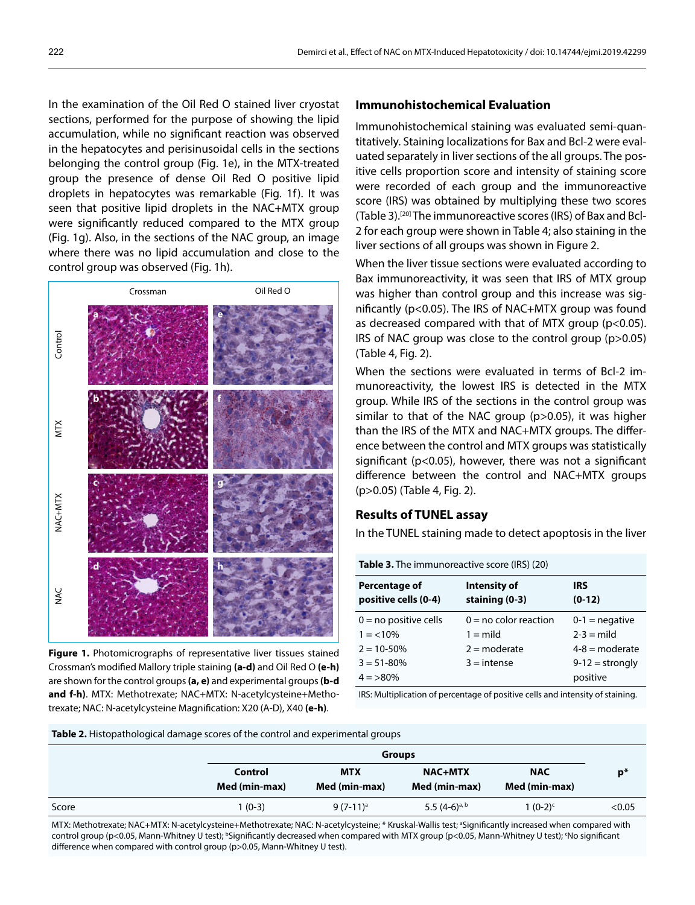In the examination of the Oil Red O stained liver cryostat sections, performed for the purpose of showing the lipid accumulation, while no significant reaction was observed in the hepatocytes and perisinusoidal cells in the sections belonging the control group (Fig. 1e), in the MTX-treated group the presence of dense Oil Red O positive lipid droplets in hepatocytes was remarkable (Fig. 1f). It was seen that positive lipid droplets in the NAC+MTX group were significantly reduced compared to the MTX group (Fig. 1g). Also, in the sections of the NAC group, an image where there was no lipid accumulation and close to the control group was observed (Fig. 1h).

**Figure 1.** Photomicrographs of representative liver tissues stained Crossman's modified Mallory triple staining **(a-d)** and Oil Red O **(e-h)** are shown for the control groups **(a, e)** and experimental groups **(b-d and f-h)**. MTX: Methotrexate; NAC+MTX: N-acetylcysteine+Methotrexate; NAC: N-acetylcysteine Magnification: X20 (A-D), X40 **(e-h)**.

## Immunohistochemical Evaluation

Immunohistochemical staining was evaluated semi-quantitatively. Staining localizations for Bax and Bcl-2 were evaluated separately in liver sections of the all groups. The positive cells proportion score and intensity of staining score were recorded of each group and the immunoreactive score (IRS) was obtained by multiplying these two scores (Table 3).[20] The immunoreactive scores (IRS) of Bax and Bcl-2 for each group were shown in Table 4; also staining in the liver sections of all groups was shown in Figure 2.

When the liver tissue sections were evaluated according to Bax immunoreactivity, it was seen that IRS of MTX group was higher than control group and this increase was significantly ($p<0.05$). The IRS of NAC+MTX group was found as decreased compared with that of MTX group ($p<0.05$). IRS of NAC group was close to the control group ($p>0.05$) (Table 4, Fig. 2).

When the sections were evaluated in terms of Bcl-2 immunoreactivity, the lowest IRS is detected in the MTX group. While IRS of the sections in the control group was similar to that of the NAC group ($p>0.05$), it was higher than the IRS of the MTX and NAC+MTX groups. The difference between the control and MTX groups was statistically significant ($p<0.05$), however, there was not a significant difference between the control and NAC+MTX groups ($p>0.05$) (Table 4, Fig. 2).

## Results of TUNEL assay

In the TUNEL staining made to detect apoptosis in the liver

**Table 3.** The immunoreactive score (IRS) (20)

| Percentage of positive cells (0-4) | Intensity of staining (0-3) | IRS (0-12) |
|---|---|---|
| 0 = no positive cells | 0 = no color reaction | 0-1 = negative |
| 1 = <10% | 1 = mild | 2-3 = mild |
| 2 = 10-50% | 2 = moderate | 4-8 = moderate |
| 3 = 51-80% | 3 = intense | 9-12 = strongly positive |
| 4 = >80% | | |

IRS: Multiplication of percentage of positive cells and intensity of staining.

**Table 2.** Histopathological damage scores of the control and experimental groups

| | Groups | | | | p* |
|---|---|---|---|---|---|
| | Control | MTX | NAC+MTX | NAC | |
| | Med (min-max) | Med (min-max) | Med (min-max) | Med (min-max) | |
| Score | 1 (0-3) | 9 (7-11)[a] | 5.5 (4-6)[a, b] | 1 (0-2)[c] | <0.05 |

MTX: Methotrexate; NAC+MTX: N-acetylcysteine+Methotrexate; NAC: N-acetylcysteine; * Kruskal-Wallis test; [a]Significantly increased when compared with control group ($p<0.05$, Mann-Whitney U test); [b]Significantly decreased when compared with MTX group ($p<0.05$, Mann-Whitney U test); [c]No significant difference when compared with control group ($p>0.05$, Mann-Whitney U test).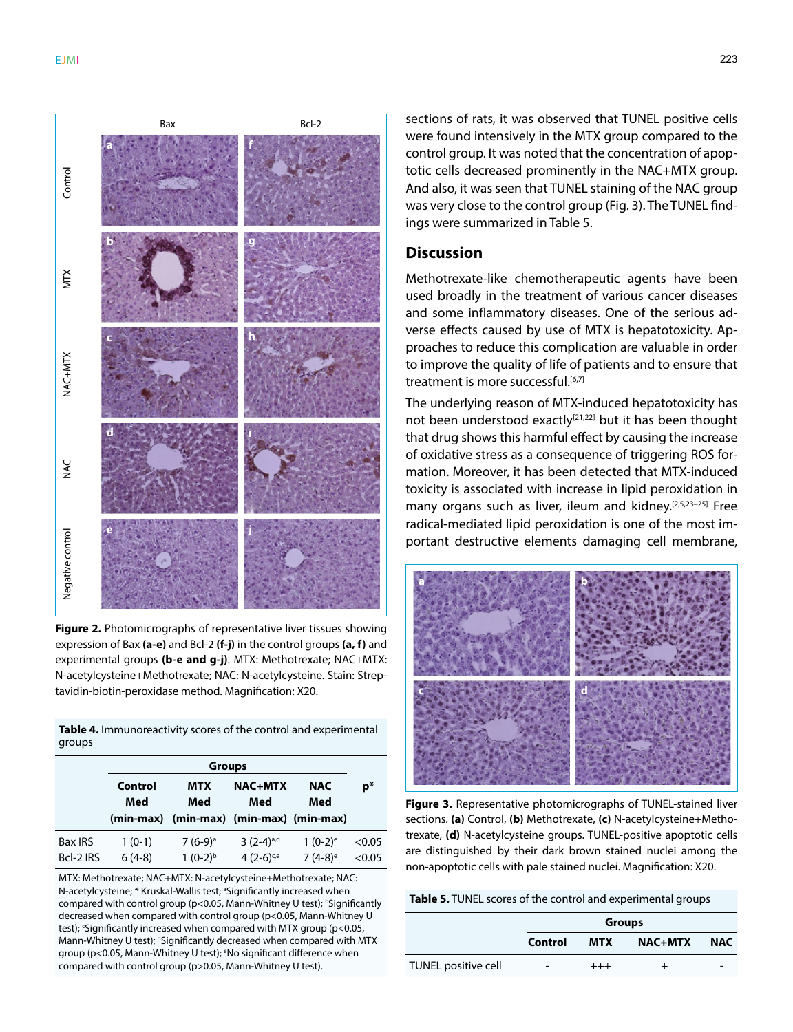Figure 2. Photomicrographs of representative liver tissues showing expression of Bax **(a-e)** and Bcl-2 **(f-j)** in the control groups **(a, f)** and experimental groups **(b-e and g-j)**. MTX: Methotrexate; NAC+MTX: N-acetylcysteine+Methotrexate; NAC: N-acetylcysteine. Stain: Streptavidin-biotin-peroxidase method. Magnification: X20.

**Table 4.** Immunoreactivity scores of the control and experimental groups

| | Groups | | | | p* |
|---|---|---|---|---|---|
| | Control Med (min-max) | MTX Med (min-max) | NAC+MTX Med (min-max) | NAC Med (min-max) | |
| Bax IRS | 1 (0-1) | 7 (6-9)[a] | 3 (2-4)[a,d] | 1 (0-2)[e] | <0.05 |
| Bcl-2 IRS | 6 (4-8) | 1 (0-2)[b] | 4 (2-6)[c,e] | 7 (4-8)[e] | <0.05 |

MTX: Methotrexate; NAC+MTX: N-acetylcysteine+Methotrexate; NAC: N-acetylcysteine; * Kruskal-Wallis test; [a]Significantly increased when compared with control group (p<0.05, Mann-Whitney U test); [b]Significantly decreased when compared with control group (p<0.05, Mann-Whitney U test); [c]Significantly increased when compared with MTX group (p<0.05, Mann-Whitney U test); [d]Significantly decreased when compared with MTX group (p<0.05, Mann-Whitney U test); [e]No significant difference when compared with control group (p>0.05, Mann-Whitney U test).

sections of rats, it was observed that TUNEL positive cells were found intensively in the MTX group compared to the control group. It was noted that the concentration of apoptotic cells decreased prominently in the NAC+MTX group. And also, it was seen that TUNEL staining of the NAC group was very close to the control group (Fig. 3). The TUNEL findings were summarized in Table 5.

## Discussion

Methotrexate-like chemotherapeutic agents have been used broadly in the treatment of various cancer diseases and some inflammatory diseases. One of the serious adverse effects caused by use of MTX is hepatotoxicity. Approaches to reduce this complication are valuable in order to improve the quality of life of patients and to ensure that treatment is more successful.[6,7]

The underlying reason of MTX-induced hepatotoxicity has not been understood exactly[21,22] but it has been thought that drug shows this harmful effect by causing the increase of oxidative stress as a consequence of triggering ROS formation. Moreover, it has been detected that MTX-induced toxicity is associated with increase in lipid peroxidation in many organs such as liver, ileum and kidney.[2,5,23–25] Free radical-mediated lipid peroxidation is one of the most important destructive elements damaging cell membrane,

**Figure 3.** Representative photomicrographs of TUNEL-stained liver sections. **(a)** Control, **(b)** Methotrexate, **(c)** N-acetylcysteine+Methotrexate, **(d)** N-acetylcysteine groups. TUNEL-positive apoptotic cells are distinguished by their dark brown stained nuclei among the non-apoptotic cells with pale stained nuclei. Magnification: X20.

**Table 5.** TUNEL scores of the control and experimental groups

| | Groups | | | |
|---|---|---|---|---|
| | Control | MTX | NAC+MTX | NAC |
| TUNEL positive cell | - | +++ | + | - |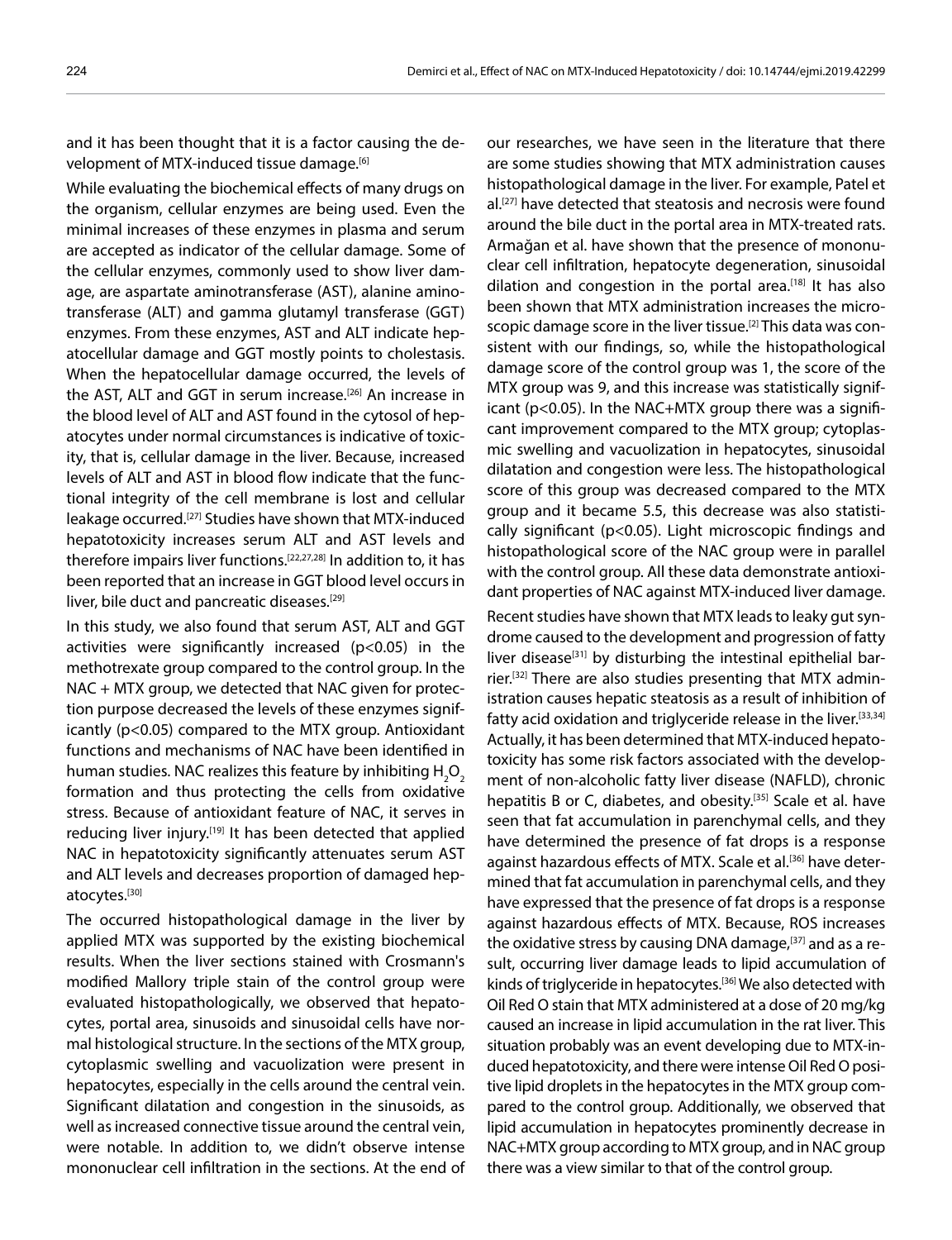and it has been thought that it is a factor causing the development of MTX-induced tissue damage.[6]

While evaluating the biochemical effects of many drugs on the organism, cellular enzymes are being used. Even the minimal increases of these enzymes in plasma and serum are accepted as indicator of the cellular damage. Some of the cellular enzymes, commonly used to show liver damage, are aspartate aminotransferase (AST), alanine aminotransferase (ALT) and gamma glutamyl transferase (GGT) enzymes. From these enzymes, AST and ALT indicate hepatocellular damage and GGT mostly points to cholestasis. When the hepatocellular damage occurred, the levels of the AST, ALT and GGT in serum increase.[26] An increase in the blood level of ALT and AST found in the cytosol of hepatocytes under normal circumstances is indicative of toxicity, that is, cellular damage in the liver. Because, increased levels of ALT and AST in blood flow indicate that the functional integrity of the cell membrane is lost and cellular leakage occurred.[27] Studies have shown that MTX-induced hepatotoxicity increases serum ALT and AST levels and therefore impairs liver functions.[22,27,28] In addition to, it has been reported that an increase in GGT blood level occurs in liver, bile duct and pancreatic diseases.[29]

In this study, we also found that serum AST, ALT and GGT activities were significantly increased ($p<0.05$) in the methotrexate group compared to the control group. In the NAC + MTX group, we detected that NAC given for protection purpose decreased the levels of these enzymes significantly ($p<0.05$) compared to the MTX group. Antioxidant functions and mechanisms of NAC have been identified in human studies. NAC realizes this feature by inhibiting $H_2O_2$ formation and thus protecting the cells from oxidative stress. Because of antioxidant feature of NAC, it serves in reducing liver injury.[19] It has been detected that applied NAC in hepatotoxicity significantly attenuates serum AST and ALT levels and decreases proportion of damaged hepatocytes.[30]

The occurred histopathological damage in the liver by applied MTX was supported by the existing biochemical results. When the liver sections stained with Crosmann's modified Mallory triple stain of the control group were evaluated histopathologically, we observed that hepatocytes, portal area, sinusoids and sinusoidal cells have normal histological structure. In the sections of the MTX group, cytoplasmic swelling and vacuolization were present in hepatocytes, especially in the cells around the central vein. Significant dilatation and congestion in the sinusoids, as well as increased connective tissue around the central vein, were notable. In addition to, we didn't observe intense mononuclear cell infiltration in the sections. At the end of our researches, we have seen in the literature that there are some studies showing that MTX administration causes histopathological damage in the liver. For example, Patel et al.[27] have detected that steatosis and necrosis were found around the bile duct in the portal area in MTX-treated rats. Armağan et al. have shown that the presence of mononuclear cell infiltration, hepatocyte degeneration, sinusoidal dilation and congestion in the portal area.[18] It has also been shown that MTX administration increases the microscopic damage score in the liver tissue.[2] This data was consistent with our findings, so, while the histopathological damage score of the control group was 1, the score of the MTX group was 9, and this increase was statistically significant ($p<0.05$). In the NAC+MTX group there was a significant improvement compared to the MTX group; cytoplasmic swelling and vacuolization in hepatocytes, sinusoidal dilatation and congestion were less. The histopathological score of this group was decreased compared to the MTX group and it became 5.5, this decrease was also statistically significant ($p<0.05$). Light microscopic findings and histopathological score of the NAC group were in parallel with the control group. All these data demonstrate antioxidant properties of NAC against MTX-induced liver damage.

Recent studies have shown that MTX leads to leaky gut syndrome caused to the development and progression of fatty liver disease[31] by disturbing the intestinal epithelial barrier.[32] There are also studies presenting that MTX administration causes hepatic steatosis as a result of inhibition of fatty acid oxidation and triglyceride release in the liver.[33,34] Actually, it has been determined that MTX-induced hepatotoxicity has some risk factors associated with the development of non-alcoholic fatty liver disease (NAFLD), chronic hepatitis B or C, diabetes, and obesity.[35] Scale et al. have seen that fat accumulation in parenchymal cells, and they have determined the presence of fat drops is a response against hazardous effects of MTX. Scale et al.[36] have determined that fat accumulation in parenchymal cells, and they have expressed that the presence of fat drops is a response against hazardous effects of MTX. Because, ROS increases the oxidative stress by causing DNA damage,[37] and as a result, occurring liver damage leads to lipid accumulation of kinds of triglyceride in hepatocytes.[36] We also detected with Oil Red O stain that MTX administered at a dose of 20 mg/kg caused an increase in lipid accumulation in the rat liver. This situation probably was an event developing due to MTX-induced hepatotoxicity, and there were intense Oil Red O positive lipid droplets in the hepatocytes in the MTX group compared to the control group. Additionally, we observed that lipid accumulation in hepatocytes prominently decrease in NAC+MTX group according to MTX group, and in NAC group there was a view similar to that of the control group.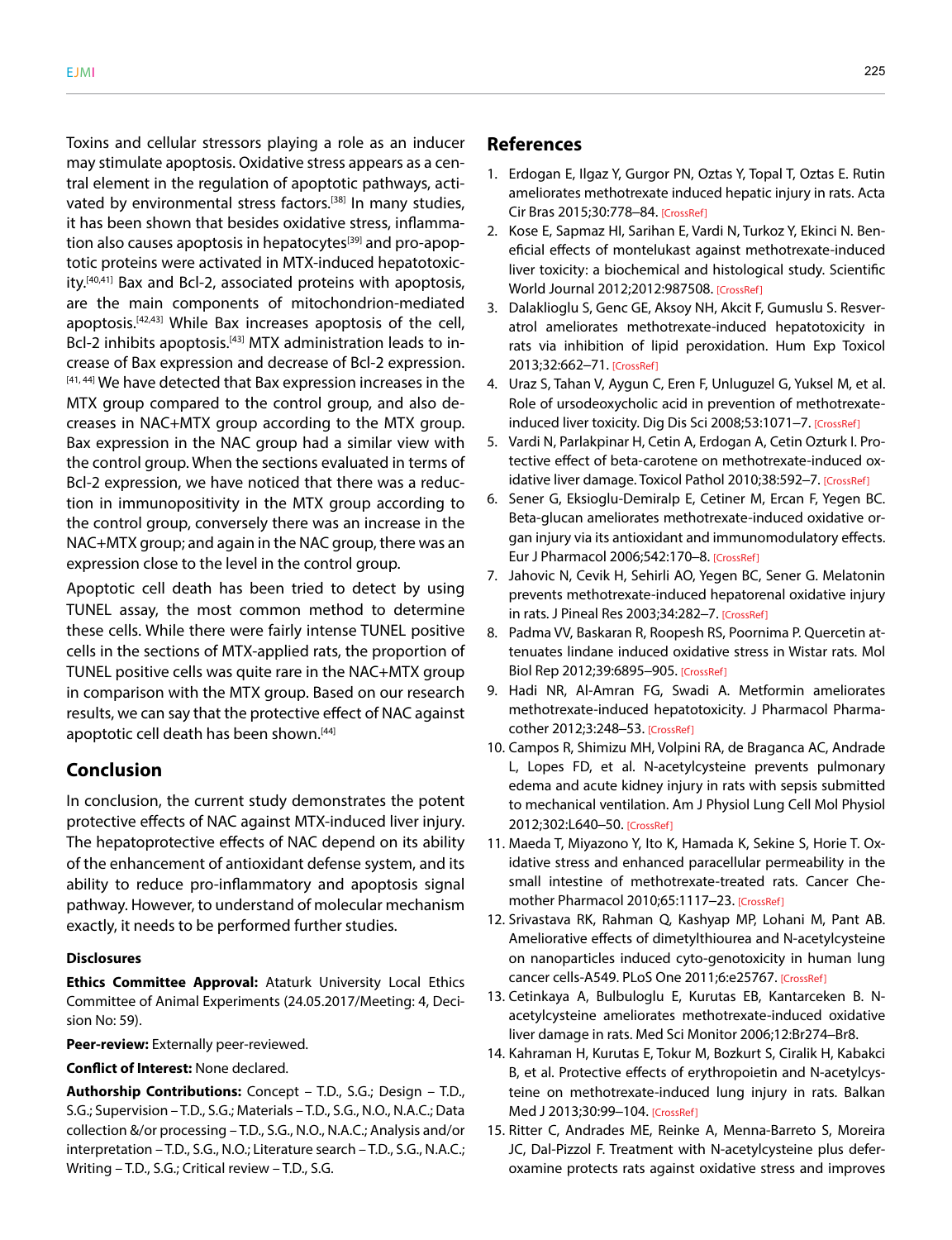Toxins and cellular stressors playing a role as an inducer may stimulate apoptosis. Oxidative stress appears as a central element in the regulation of apoptotic pathways, activated by environmental stress factors.[38] In many studies, it has been shown that besides oxidative stress, inflammation also causes apoptosis in hepatocytes[39] and pro-apoptotic proteins were activated in MTX-induced hepatotoxicity.[40,41] Bax and Bcl-2, associated proteins with apoptosis, are the main components of mitochondrion-mediated apoptosis.[42,43] While Bax increases apoptosis of the cell, Bcl-2 inhibits apoptosis.[43] MTX administration leads to increase of Bax expression and decrease of Bcl-2 expression.[41, 44] We have detected that Bax expression increases in the MTX group compared to the control group, and also decreases in NAC+MTX group according to the MTX group. Bax expression in the NAC group had a similar view with the control group. When the sections evaluated in terms of Bcl-2 expression, we have noticed that there was a reduction in immunopositivity in the MTX group according to the control group, conversely there was an increase in the NAC+MTX group; and again in the NAC group, there was an expression close to the level in the control group.

Apoptotic cell death has been tried to detect by using TUNEL assay, the most common method to determine these cells. While there were fairly intense TUNEL positive cells in the sections of MTX-applied rats, the proportion of TUNEL positive cells was quite rare in the NAC+MTX group in comparison with the MTX group. Based on our research results, we can say that the protective effect of NAC against apoptotic cell death has been shown.[44]

## Conclusion

In conclusion, the current study demonstrates the potent protective effects of NAC against MTX-induced liver injury. The hepatoprotective effects of NAC depend on its ability of the enhancement of antioxidant defense system, and its ability to reduce pro-inflammatory and apoptosis signal pathway. However, to understand of molecular mechanism exactly, it needs to be performed further studies.

### Disclosures

**Ethics Committee Approval:** Ataturk University Local Ethics Committee of Animal Experiments (24.05.2017/Meeting: 4, Decision No: 59).

**Peer-review:** Externally peer-reviewed.

**Conflict of Interest:** None declared.

**Authorship Contributions:** Concept – T.D., S.G.; Design – T.D., S.G.; Supervision – T.D., S.G.; Materials – T.D., S.G., N.O., N.A.C.; Data collection &/or processing – T.D., S.G., N.O., N.A.C.; Analysis and/or interpretation – T.D., S.G., N.O; Literature search – T.D., S.G., N.A.C.; Writing – T.D., S.G.; Critical review – T.D., S.G.

## References

1. Erdogan E, Ilgaz Y, Gurgor PN, Oztas Y, Topal T, Oztas E. Rutin ameliorates methotrexate induced hepatic injury in rats. Acta Cir Bras 2015;30:778–84. [CrossRef]
2. Kose E, Sapmaz HI, Sarihan E, Vardi N, Turkoz Y, Ekinci N. Beneficial effects of montelukast against methotrexate-induced liver toxicity: a biochemical and histological study. Scientific World Journal 2012;2012:987508. [CrossRef]
3. Dalaklioglu S, Genc GE, Aksoy NH, Akcit F, Gumuslu S. Resveratrol ameliorates methotrexate-induced hepatotoxicity in rats via inhibition of lipid peroxidation. Hum Exp Toxicol 2013;32:662–71. [CrossRef]
4. Uraz S, Tahan V, Aygun C, Eren F, Unluguzel G, Yuksel M, et al. Role of ursodeoxycholic acid in prevention of methotrexate-induced liver toxicity. Dig Dis Sci 2008;53:1071–7. [CrossRef]
5. Vardi N, Parlakpinar H, Cetin A, Erdogan A, Cetin Ozturk I. Protective effect of beta-carotene on methotrexate-induced oxidative liver damage. Toxicol Pathol 2010;38:592–7. [CrossRef]
6. Sener G, Eksioglu-Demiralp E, Cetiner M, Ercan F, Yegen BC. Beta-glucan ameliorates methotrexate-induced oxidative organ injury via its antioxidant and immunomodulatory effects. Eur J Pharmacol 2006;542:170–8. [CrossRef]
7. Jahovic N, Cevik H, Sehirli AO, Yegen BC, Sener G. Melatonin prevents methotrexate-induced hepatorenal oxidative injury in rats. J Pineal Res 2003;34:282–7. [CrossRef]
8. Padma VV, Baskaran R, Roopesh RS, Poornima P. Quercetin attenuates lindane induced oxidative stress in Wistar rats. Mol Biol Rep 2012;39:6895–905. [CrossRef]
9. Hadi NR, Al-Amran FG, Swadi A. Metformin ameliorates methotrexate-induced hepatotoxicity. J Pharmacol Pharmacother 2012;3:248–53. [CrossRef]
10. Campos R, Shimizu MH, Volpini RA, de Braganca AC, Andrade L, Lopes FD, et al. N-acetylcysteine prevents pulmonary edema and acute kidney injury in rats with sepsis submitted to mechanical ventilation. Am J Physiol Lung Cell Mol Physiol 2012;302:L640–50. [CrossRef]
11. Maeda T, Miyazono Y, Ito K, Hamada K, Sekine S, Horie T. Oxidative stress and enhanced paracellular permeability in the small intestine of methotrexate-treated rats. Cancer Chemother Pharmacol 2010;65:1117–23. [CrossRef]
12. Srivastava RK, Rahman Q, Kashyap MP, Lohani M, Pant AB. Ameliorative effects of dimetylthiourea and N-acetylcysteine on nanoparticles induced cyto-genotoxicity in human lung cancer cells-A549. PLoS One 2011;6:e25767. [CrossRef]
13. Cetinkaya A, Bulbuloglu E, Kurutas EB, Kantarceken B. N-acetylcysteine ameliorates methotrexate-induced oxidative liver damage in rats. Med Sci Monitor 2006;12:Br274–Br8.
14. Kahraman H, Kurutas E, Tokur M, Bozkurt S, Ciralik H, Kabakci B, et al. Protective effects of erythropoietin and N-acetylcysteine on methotrexate-induced lung injury in rats. Balkan Med J 2013;30:99–104. [CrossRef]
15. Ritter C, Andrades ME, Reinke A, Menna-Barreto S, Moreira JC, Dal-Pizzol F. Treatment with N-acetylcysteine plus deferoxamine protects rats against oxidative stress and improves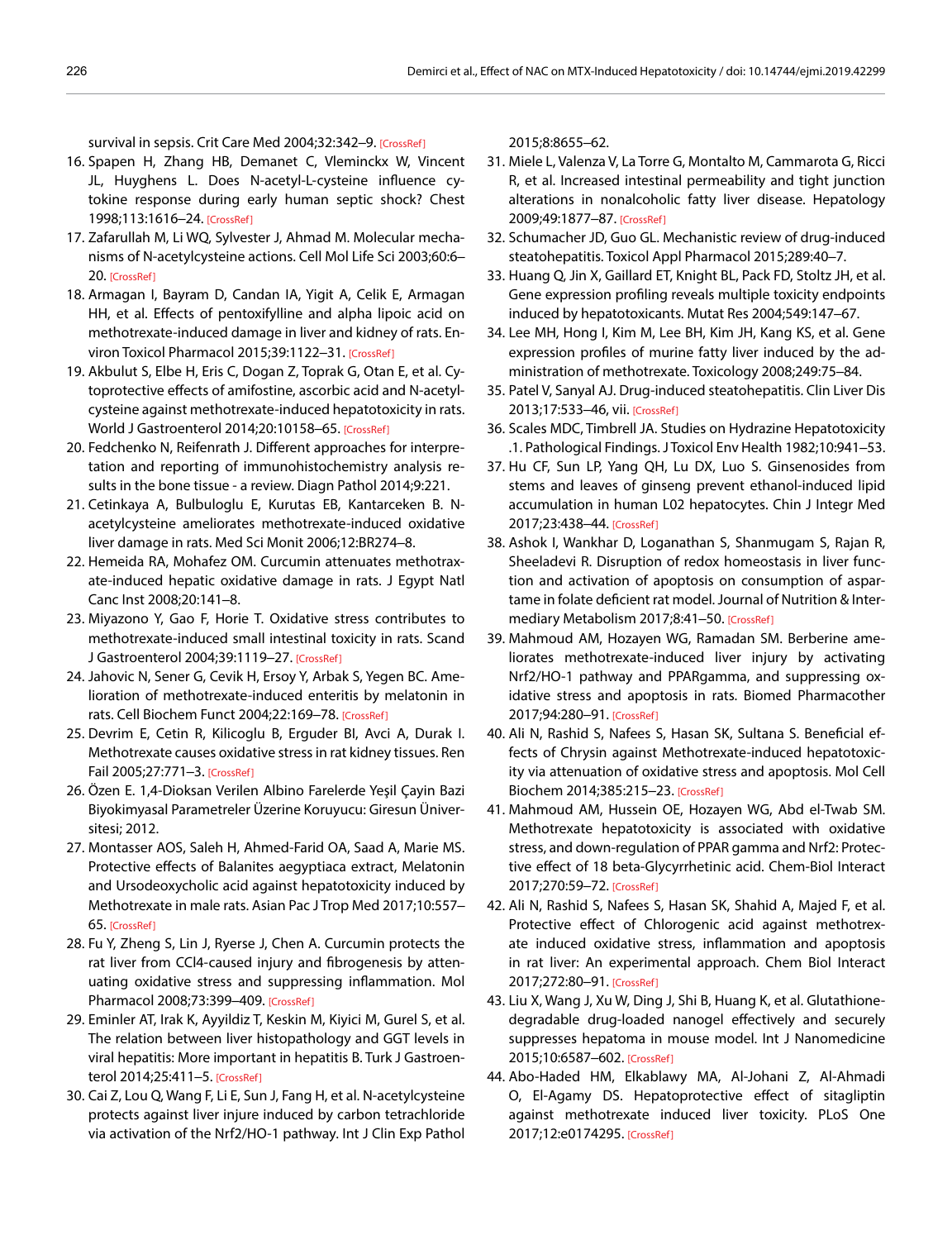survival in sepsis. Crit Care Med 2004;32:342–9. [CrossRef]

16. Spapen H, Zhang HB, Demanet C, Vleminckx W, Vincent JL, Huyghens L. Does N-acetyl-L-cysteine influence cytokine response during early human septic shock? Chest 1998;113:1616–24. [CrossRef]
17. Zafarullah M, Li WQ, Sylvester J, Ahmad M. Molecular mechanisms of N-acetylcysteine actions. Cell Mol Life Sci 2003;60:6–20. [CrossRef]
18. Armagan I, Bayram D, Candan IA, Yigit A, Celik E, Armagan HH, et al. Effects of pentoxifylline and alpha lipoic acid on methotrexate-induced damage in liver and kidney of rats. Environ Toxicol Pharmacol 2015;39:1122–31. [CrossRef]
19. Akbulut S, Elbe H, Eris C, Dogan Z, Toprak G, Otan E, et al. Cytoprotective effects of amifostine, ascorbic acid and N-acetylcysteine against methotrexate-induced hepatotoxicity in rats. World J Gastroenterol 2014;20:10158–65. [CrossRef]
20. Fedchenko N, Reifenrath J. Different approaches for interpretation and reporting of immunohistochemistry analysis results in the bone tissue - a review. Diagn Pathol 2014;9:221.
21. Cetinkaya A, Bulbuloglu E, Kurutas EB, Kantarceken B. N-acetylcysteine ameliorates methotrexate-induced oxidative liver damage in rats. Med Sci Monit 2006;12:BR274–8.
22. Hemeida RA, Mohafez OM. Curcumin attenuates methotraxate-induced hepatic oxidative damage in rats. J Egypt Natl Canc Inst 2008;20:141–8.
23. Miyazono Y, Gao F, Horie T. Oxidative stress contributes to methotrexate-induced small intestinal toxicity in rats. Scand J Gastroenterol 2004;39:1119–27. [CrossRef]
24. Jahovic N, Sener G, Cevik H, Ersoy Y, Arbak S, Yegen BC. Amelioration of methotrexate-induced enteritis by melatonin in rats. Cell Biochem Funct 2004;22:169–78. [CrossRef]
25. Devrim E, Cetin R, Kilicoglu B, Erguder BI, Avci A, Durak I. Methotrexate causes oxidative stress in rat kidney tissues. Ren Fail 2005;27:771–3. [CrossRef]
26. Özen E. 1,4-Dioksan Verilen Albino Farelerde Yeşil Çayin Bazi Biyokimyasal Parametreler Üzerine Koruyucu: Giresun Üniversitesi; 2012.
27. Montasser AOS, Saleh H, Ahmed-Farid OA, Saad A, Marie MS. Protective effects of Balanites aegyptiaca extract, Melatonin and Ursodeoxycholic acid against hepatotoxicity induced by Methotrexate in male rats. Asian Pac J Trop Med 2017;10:557–65. [CrossRef]
28. Fu Y, Zheng S, Lin J, Ryerse J, Chen A. Curcumin protects the rat liver from CCl4-caused injury and fibrogenesis by attenuating oxidative stress and suppressing inflammation. Mol Pharmacol 2008;73:399–409. [CrossRef]
29. Eminler AT, Irak K, Ayyildiz T, Keskin M, Kiyici M, Gurel S, et al. The relation between liver histopathology and GGT levels in viral hepatitis: More important in hepatitis B. Turk J Gastroenterol 2014;25:411–5. [CrossRef]
30. Cai Z, Lou Q, Wang F, Li E, Sun J, Fang H, et al. N-acetylcysteine protects against liver injure induced by carbon tetrachloride via activation of the Nrf2/HO-1 pathway. Int J Clin Exp Pathol 2015;8:8655–62.
31. Miele L, Valenza V, La Torre G, Montalto M, Cammarota G, Ricci R, et al. Increased intestinal permeability and tight junction alterations in nonalcoholic fatty liver disease. Hepatology 2009;49:1877–87. [CrossRef]
32. Schumacher JD, Guo GL. Mechanistic review of drug-induced steatohepatitis. Toxicol Appl Pharmacol 2015;289:40–7.
33. Huang Q, Jin X, Gaillard ET, Knight BL, Pack FD, Stoltz JH, et al. Gene expression profiling reveals multiple toxicity endpoints induced by hepatotoxicants. Mutat Res 2004;549:147–67.
34. Lee MH, Hong I, Kim M, Lee BH, Kim JH, Kang KS, et al. Gene expression profiles of murine fatty liver induced by the administration of methotrexate. Toxicology 2008;249:75–84.
35. Patel V, Sanyal AJ. Drug-induced steatohepatitis. Clin Liver Dis 2013;17:533–46, vii. [CrossRef]
36. Scales MDC, Timbrell JA. Studies on Hydrazine Hepatotoxicity .1. Pathological Findings. J Toxicol Env Health 1982;10:941–53.
37. Hu CF, Sun LP, Yang QH, Lu DX, Luo S. Ginsenosides from stems and leaves of ginseng prevent ethanol-induced lipid accumulation in human L02 hepatocytes. Chin J Integr Med 2017;23:438–44. [CrossRef]
38. Ashok I, Wankhar D, Loganathan S, Shanmugam S, Rajan R, Sheeladevi R. Disruption of redox homeostasis in liver function and activation of apoptosis on consumption of aspartame in folate deficient rat model. Journal of Nutrition & Intermediary Metabolism 2017;8:41–50. [CrossRef]
39. Mahmoud AM, Hozayen WG, Ramadan SM. Berberine ameliorates methotrexate-induced liver injury by activating Nrf2/HO-1 pathway and PPARgamma, and suppressing oxidative stress and apoptosis in rats. Biomed Pharmacother 2017;94:280–91. [CrossRef]
40. Ali N, Rashid S, Nafees S, Hasan SK, Sultana S. Beneficial effects of Chrysin against Methotrexate-induced hepatotoxicity via attenuation of oxidative stress and apoptosis. Mol Cell Biochem 2014;385:215–23. [CrossRef]
41. Mahmoud AM, Hussein OE, Hozayen WG, Abd el-Twab SM. Methotrexate hepatotoxicity is associated with oxidative stress, and down-regulation of PPAR gamma and Nrf2: Protective effect of 18 beta-Glycyrrhetinic acid. Chem-Biol Interact 2017;270:59–72. [CrossRef]
42. Ali N, Rashid S, Nafees S, Hasan SK, Shahid A, Majed F, et al. Protective effect of Chlorogenic acid against methotrexate induced oxidative stress, inflammation and apoptosis in rat liver: An experimental approach. Chem Biol Interact 2017;272:80–91. [CrossRef]
43. Liu X, Wang J, Xu W, Ding J, Shi B, Huang K, et al. Glutathione-degradable drug-loaded nanogel effectively and securely suppresses hepatoma in mouse model. Int J Nanomedicine 2015;10:6587–602. [CrossRef]
44. Abo-Haded HM, Elkablawy MA, Al-Johani Z, Al-Ahmadi O, El-Agamy DS. Hepatoprotective effect of sitagliptin against methotrexate induced liver toxicity. PLoS One 2017;12:e0174295. [CrossRef]